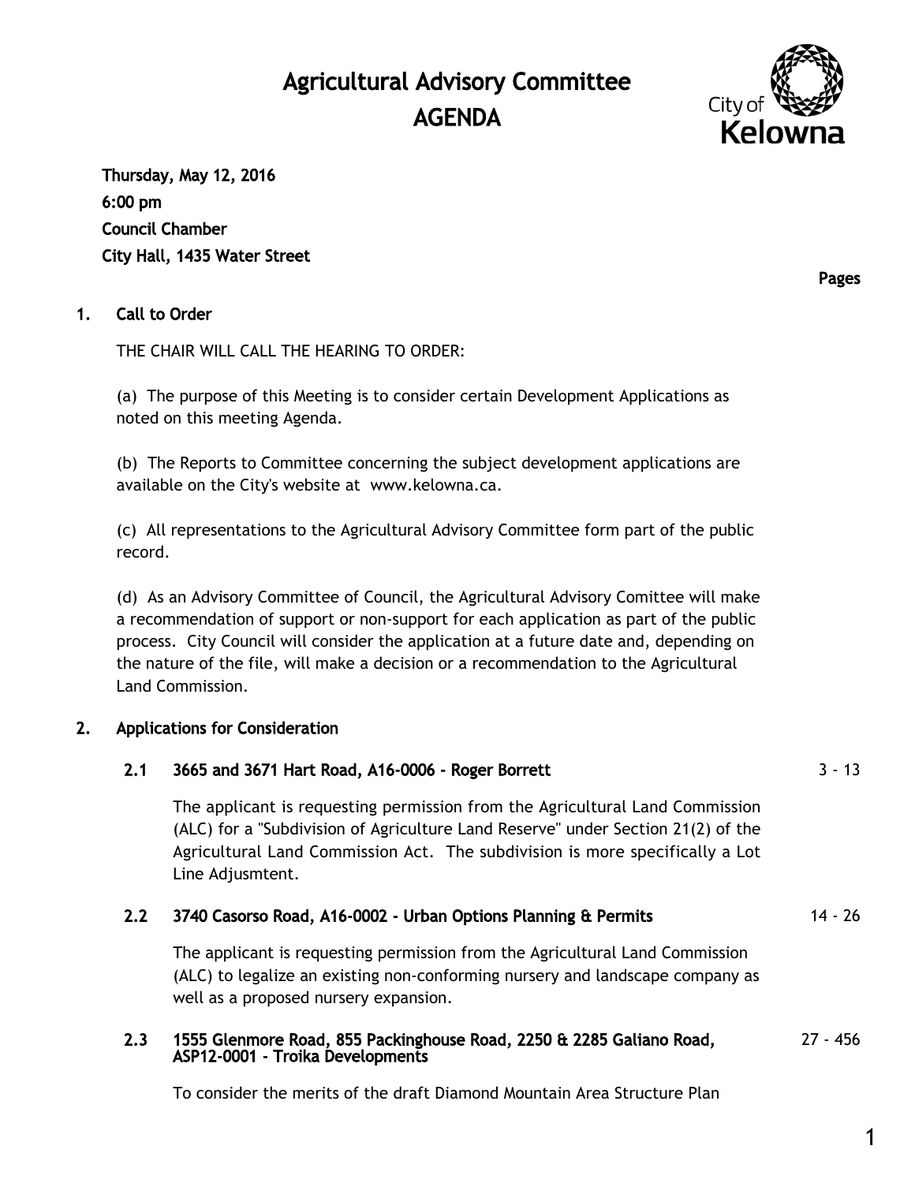# Agricultural Advisory Committee
# AGENDA

**Thursday, May 12, 2016**
**6:00 pm**
**Council Chamber**
**City Hall, 1435 Water Street**

**Pages**

## 1. Call to Order

THE CHAIR WILL CALL THE HEARING TO ORDER:

(a) The purpose of this Meeting is to consider certain Development Applications as noted on this meeting Agenda.

(b) The Reports to Committee concerning the subject development applications are available on the City's website at www.kelowna.ca.

(c) All representations to the Agricultural Advisory Committee form part of the public record.

(d) As an Advisory Committee of Council, the Agricultural Advisory Comittee will make a recommendation of support or non-support for each application as part of the public process. City Council will consider the application at a future date and, depending on the nature of the file, will make a decision or a recommendation to the Agricultural Land Commission.

## 2. Applications for Consideration

### 2.1 3665 and 3671 Hart Road, A16-0006 - Roger Borrett — 3 - 13

The applicant is requesting permission from the Agricultural Land Commission (ALC) for a "Subdivision of Agriculture Land Reserve" under Section 21(2) of the Agricultural Land Commission Act. The subdivision is more specifically a Lot Line Adjusmtent.

### 2.2 3740 Casorso Road, A16-0002 - Urban Options Planning & Permits — 14 - 26

The applicant is requesting permission from the Agricultural Land Commission (ALC) to legalize an existing non-conforming nursery and landscape company as well as a proposed nursery expansion.

### 2.3 1555 Glenmore Road, 855 Packinghouse Road, 2250 & 2285 Galiano Road, ASP12-0001 - Troika Developments — 27 - 456

To consider the merits of the draft Diamond Mountain Area Structure Plan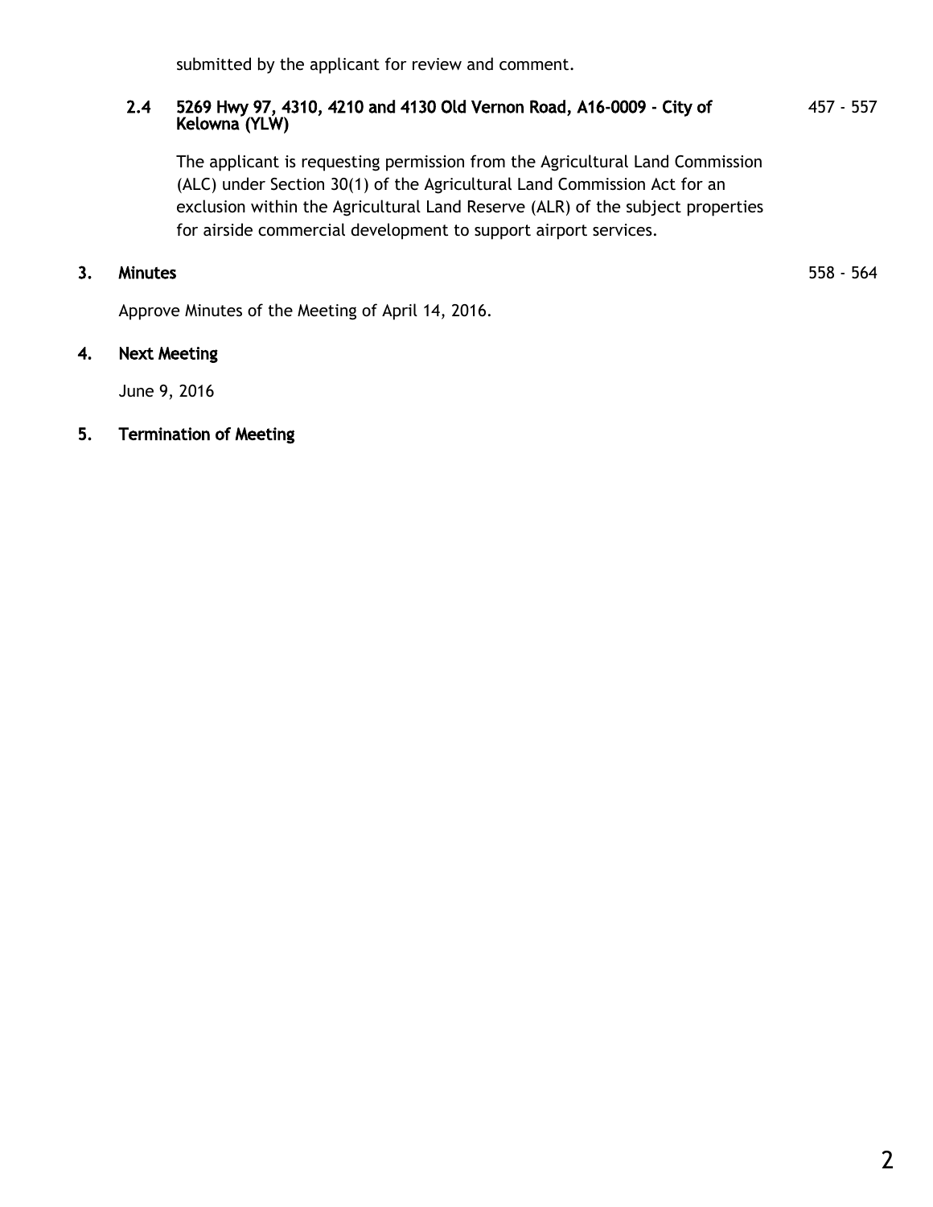submitted by the applicant for review and comment.

### 2.4 5269 Hwy 97, 4310, 4210 and 4130 Old Vernon Road, A16-0009 - City of Kelowna (YLW) 457 - 557

The applicant is requesting permission from the Agricultural Land Commission (ALC) under Section 30(1) of the Agricultural Land Commission Act for an exclusion within the Agricultural Land Reserve (ALR) of the subject properties for airside commercial development to support airport services.

## 3. Minutes 558 - 564

Approve Minutes of the Meeting of April 14, 2016.

## 4. Next Meeting

June 9, 2016

## 5. Termination of Meeting